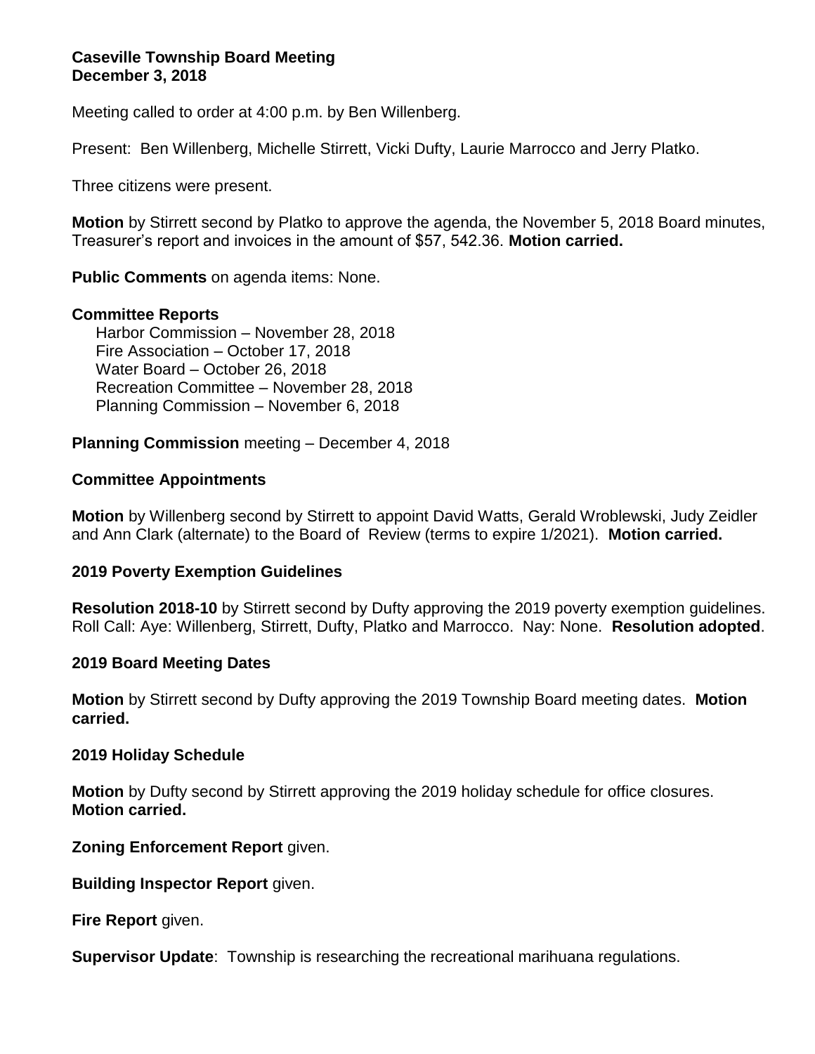**Caseville Township Board Meeting**
**December 3, 2018**

Meeting called to order at 4:00 p.m. by Ben Willenberg.

Present: Ben Willenberg, Michelle Stirrett, Vicki Dufty, Laurie Marrocco and Jerry Platko.

Three citizens were present.

**Motion** by Stirrett second by Platko to approve the agenda, the November 5, 2018 Board minutes, Treasurer's report and invoices in the amount of $57, 542.36. **Motion carried.**

**Public Comments** on agenda items: None.

**Committee Reports**

Harbor Commission – November 28, 2018
Fire Association – October 17, 2018
Water Board – October 26, 2018
Recreation Committee – November 28, 2018
Planning Commission – November 6, 2018

**Planning Commission** meeting – December 4, 2018

**Committee Appointments**

**Motion** by Willenberg second by Stirrett to appoint David Watts, Gerald Wroblewski, Judy Zeidler and Ann Clark (alternate) to the Board of Review (terms to expire 1/2021). **Motion carried.**

**2019 Poverty Exemption Guidelines**

**Resolution 2018-10** by Stirrett second by Dufty approving the 2019 poverty exemption guidelines. Roll Call: Aye: Willenberg, Stirrett, Dufty, Platko and Marrocco. Nay: None. **Resolution adopted**.

**2019 Board Meeting Dates**

**Motion** by Stirrett second by Dufty approving the 2019 Township Board meeting dates. **Motion carried.**

**2019 Holiday Schedule**

**Motion** by Dufty second by Stirrett approving the 2019 holiday schedule for office closures. **Motion carried.**

**Zoning Enforcement Report** given.

**Building Inspector Report** given.

**Fire Report** given.

**Supervisor Update**: Township is researching the recreational marihuana regulations.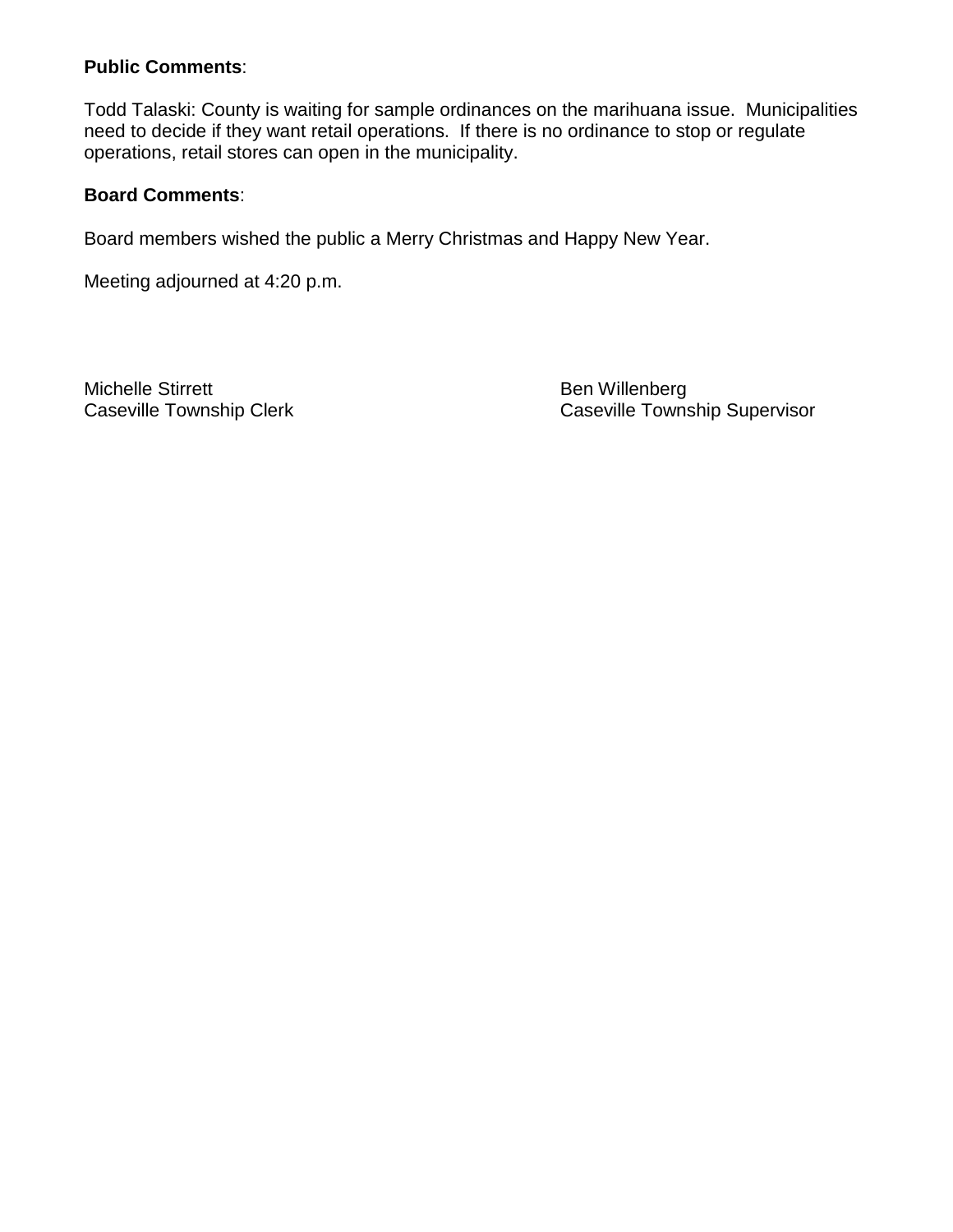**Public Comments**:

Todd Talaski: County is waiting for sample ordinances on the marihuana issue. Municipalities need to decide if they want retail operations. If there is no ordinance to stop or regulate operations, retail stores can open in the municipality.

**Board Comments**:

Board members wished the public a Merry Christmas and Happy New Year.

Meeting adjourned at 4:20 p.m.

Michelle Stirrett
Caseville Township Clerk

Ben Willenberg
Caseville Township Supervisor